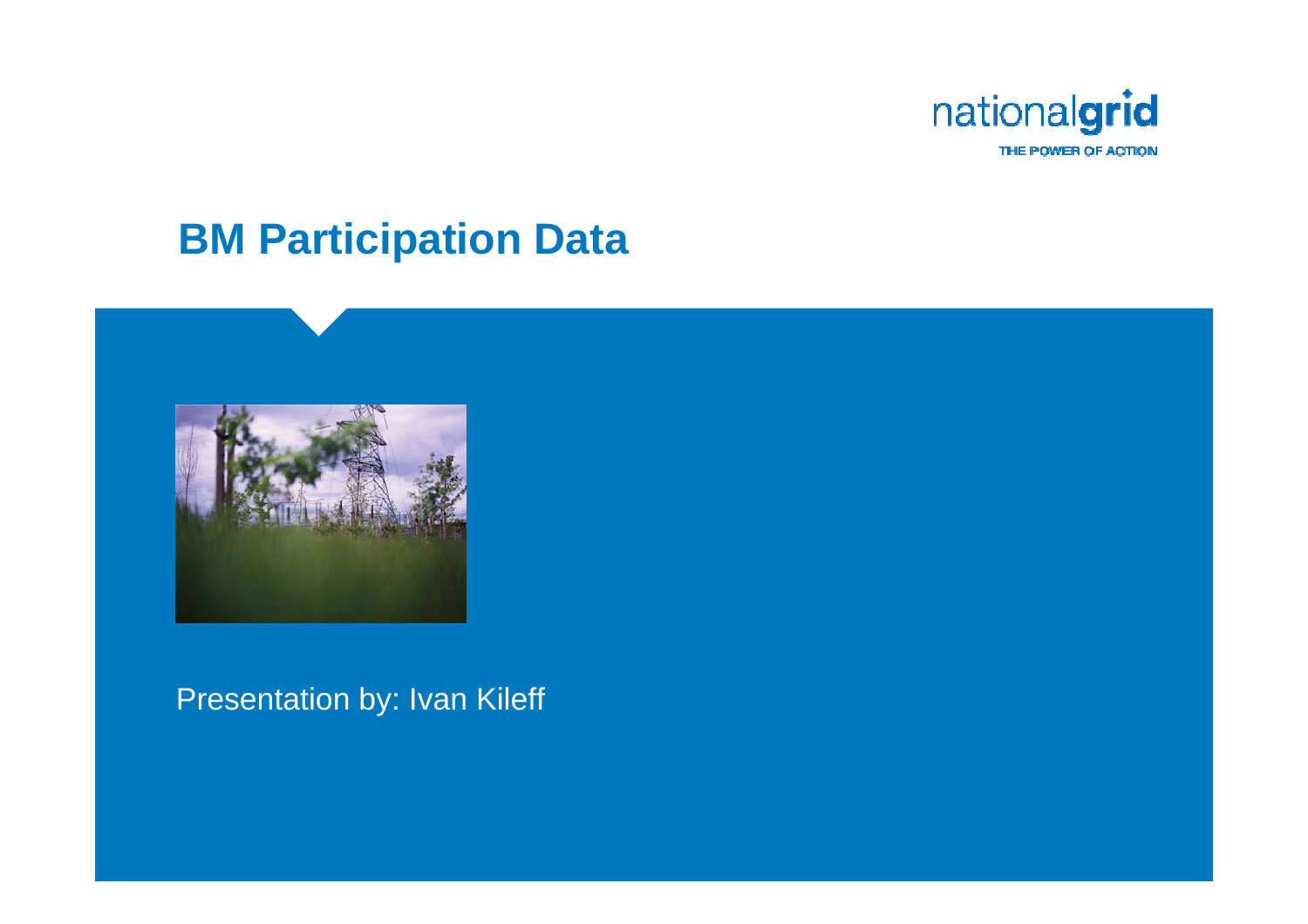nationalgrid

THE POWER OF ACTION

# BM Participation Data

Presentation by: Ivan Kileff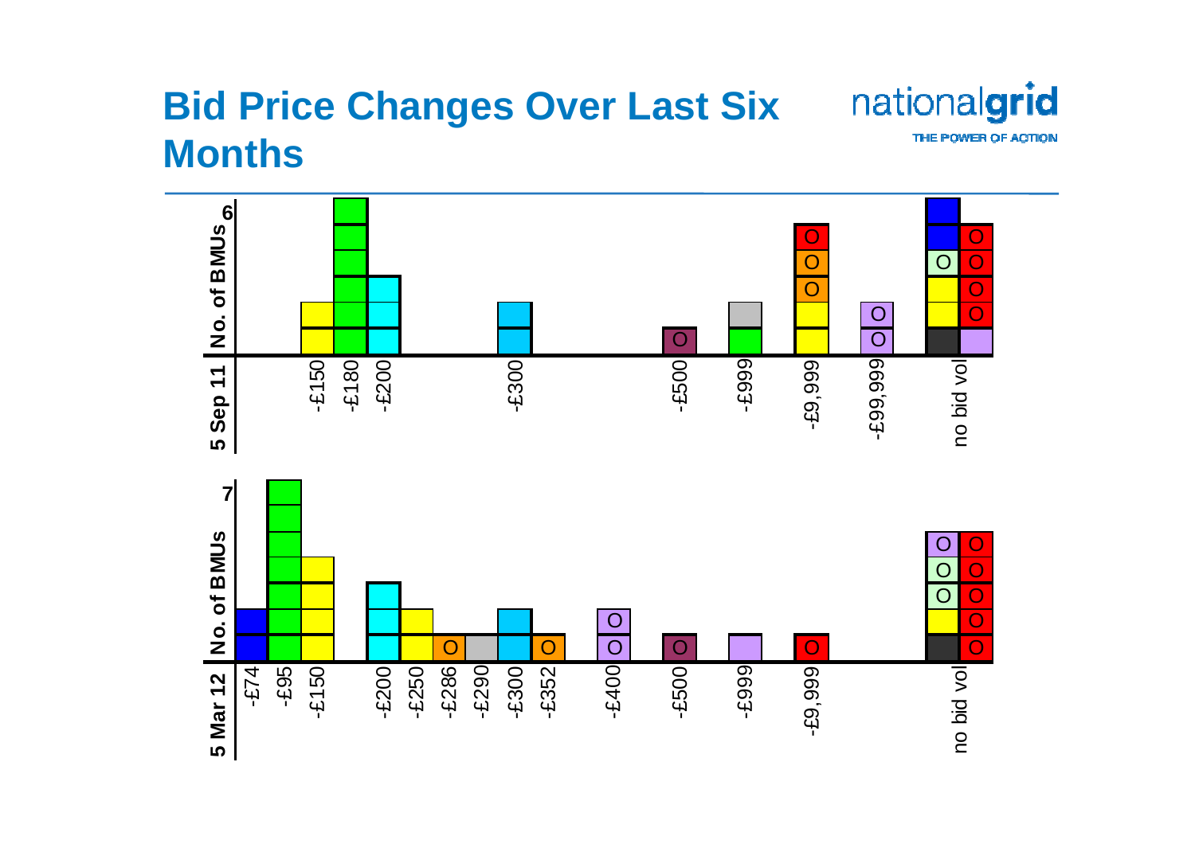# Bid Price Changes Over Last Six Months

**5 Sep 11**

No. of BMUs (axis max 6)

-£150, -£180, -£200, -£300, -£500, -£999, -£9,999, -£99,999, no bid vol

**5 Mar 12**

No. of BMUs (axis max 7)

-£74, -£95, -£150, -£200, -£250, -£286, -£290, -£300, -£352, -£400, -£500, -£999, -£9,999, no bid vol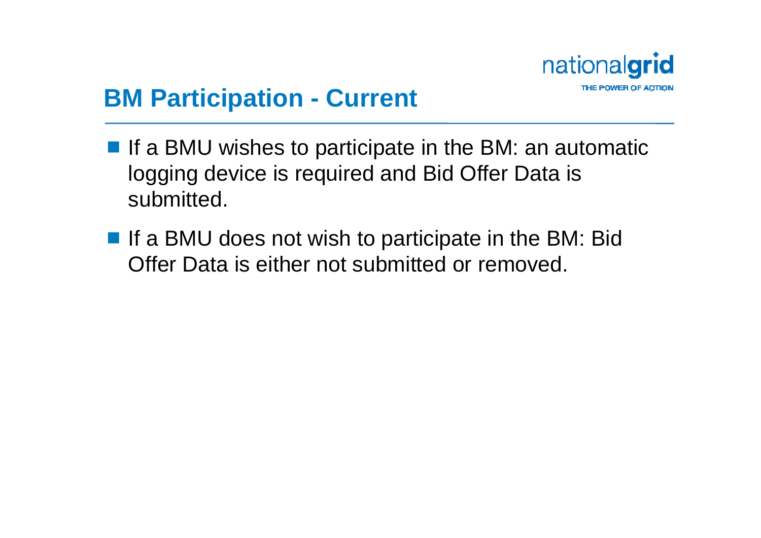# BM Participation - Current

- If a BMU wishes to participate in the BM: an automatic logging device is required and Bid Offer Data is submitted.
- If a BMU does not wish to participate in the BM: Bid Offer Data is either not submitted or removed.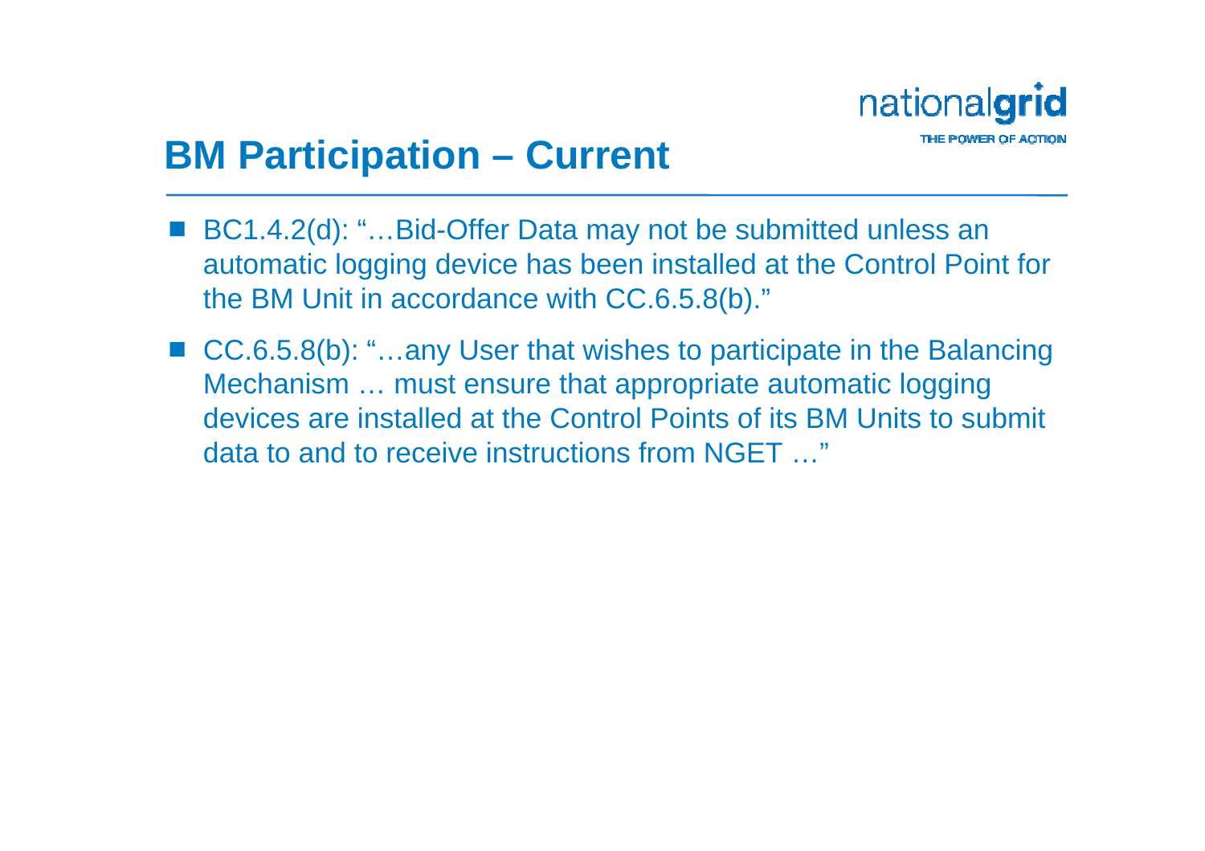# BM Participation – Current

- BC1.4.2(d): "…Bid-Offer Data may not be submitted unless an automatic logging device has been installed at the Control Point for the BM Unit in accordance with CC.6.5.8(b)."
- CC.6.5.8(b): "…any User that wishes to participate in the Balancing Mechanism … must ensure that appropriate automatic logging devices are installed at the Control Points of its BM Units to submit data to and to receive instructions from NGET …"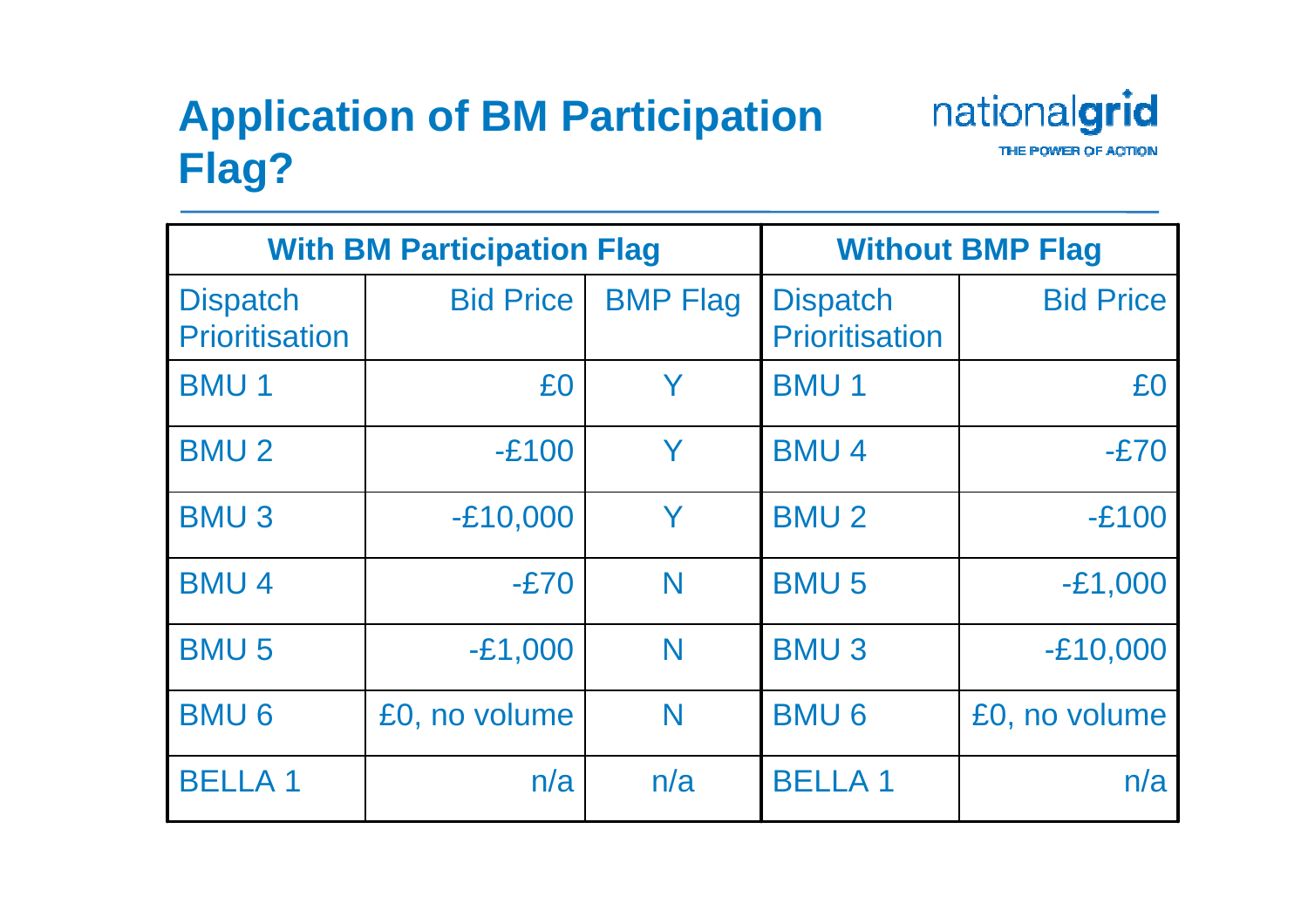# Application of BM Participation Flag?

| With BM Participation Flag | | | Without BMP Flag | |
|---|---|---|---|---|
| Dispatch Prioritisation | Bid Price | BMP Flag | Dispatch Prioritisation | Bid Price |
| BMU 1 | £0 | Y | BMU 1 | £0 |
| BMU 2 | -£100 | Y | BMU 4 | -£70 |
| BMU 3 | -£10,000 | Y | BMU 2 | -£100 |
| BMU 4 | -£70 | N | BMU 5 | -£1,000 |
| BMU 5 | -£1,000 | N | BMU 3 | -£10,000 |
| BMU 6 | £0, no volume | N | BMU 6 | £0, no volume |
| BELLA 1 | n/a | n/a | BELLA 1 | n/a |